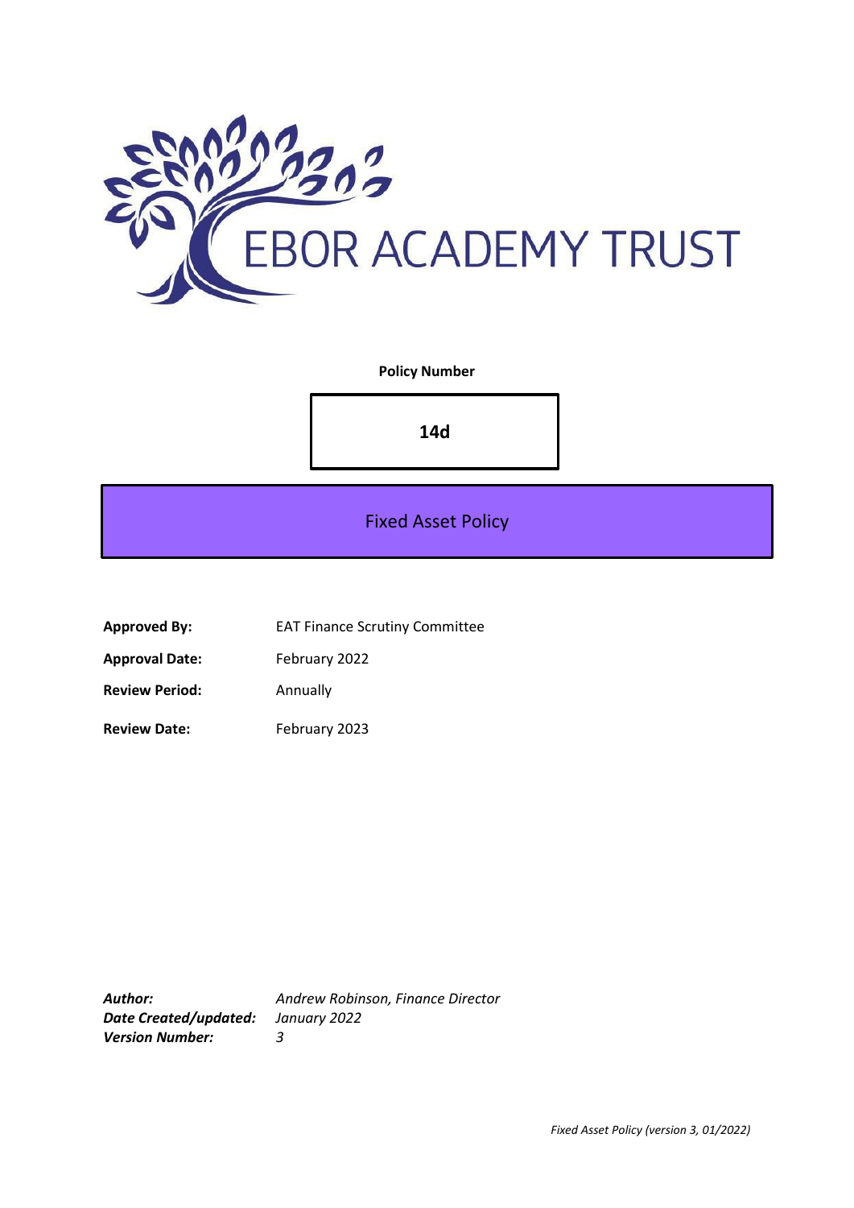EBOR ACADEMY TRUST

**Policy Number**

**14d**

# Fixed Asset Policy

| | |
|---|---|
| **Approved By:** | EAT Finance Scrutiny Committee |
| **Approval Date:** | February 2022 |
| **Review Period:** | Annually |
| **Review Date:** | February 2023 |

***Author:*** *Andrew Robinson, Finance Director*
***Date Created/updated:*** *January 2022*
***Version Number:*** *3*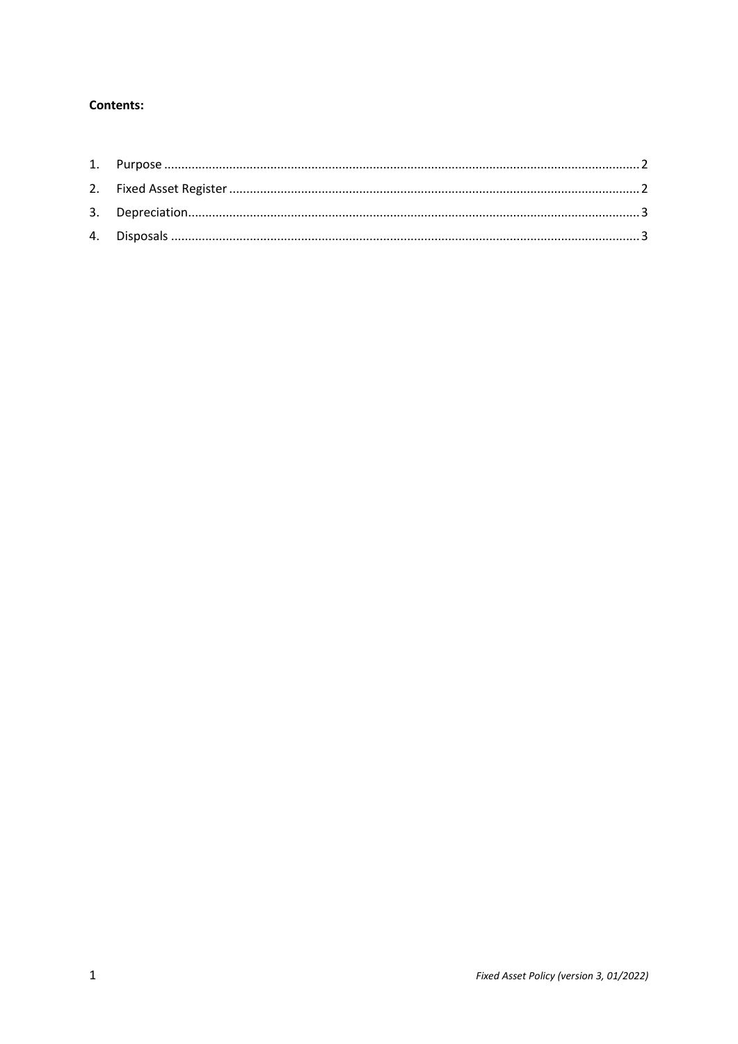**Contents:**

1. Purpose ........................................................................................................................................ 2
2. Fixed Asset Register ...................................................................................................................... 2
3. Depreciation.................................................................................................................................. 3
4. Disposals ....................................................................................................................................... 3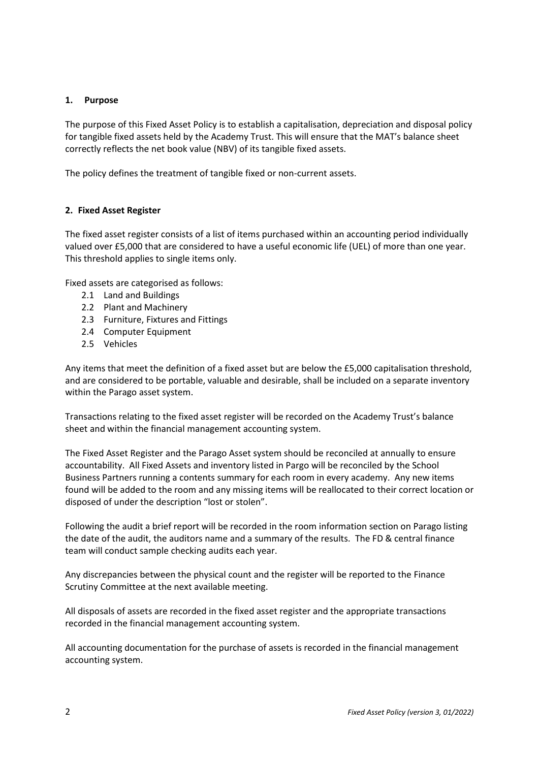## 1. Purpose

The purpose of this Fixed Asset Policy is to establish a capitalisation, depreciation and disposal policy for tangible fixed assets held by the Academy Trust. This will ensure that the MAT's balance sheet correctly reflects the net book value (NBV) of its tangible fixed assets.

The policy defines the treatment of tangible fixed or non-current assets.

## 2. Fixed Asset Register

The fixed asset register consists of a list of items purchased within an accounting period individually valued over £5,000 that are considered to have a useful economic life (UEL) of more than one year. This threshold applies to single items only.

Fixed assets are categorised as follows:

- 2.1 Land and Buildings
- 2.2 Plant and Machinery
- 2.3 Furniture, Fixtures and Fittings
- 2.4 Computer Equipment
- 2.5 Vehicles

Any items that meet the definition of a fixed asset but are below the £5,000 capitalisation threshold, and are considered to be portable, valuable and desirable, shall be included on a separate inventory within the Parago asset system.

Transactions relating to the fixed asset register will be recorded on the Academy Trust's balance sheet and within the financial management accounting system.

The Fixed Asset Register and the Parago Asset system should be reconciled at annually to ensure accountability. All Fixed Assets and inventory listed in Pargo will be reconciled by the School Business Partners running a contents summary for each room in every academy. Any new items found will be added to the room and any missing items will be reallocated to their correct location or disposed of under the description "lost or stolen".

Following the audit a brief report will be recorded in the room information section on Parago listing the date of the audit, the auditors name and a summary of the results. The FD & central finance team will conduct sample checking audits each year.

Any discrepancies between the physical count and the register will be reported to the Finance Scrutiny Committee at the next available meeting.

All disposals of assets are recorded in the fixed asset register and the appropriate transactions recorded in the financial management accounting system.

All accounting documentation for the purchase of assets is recorded in the financial management accounting system.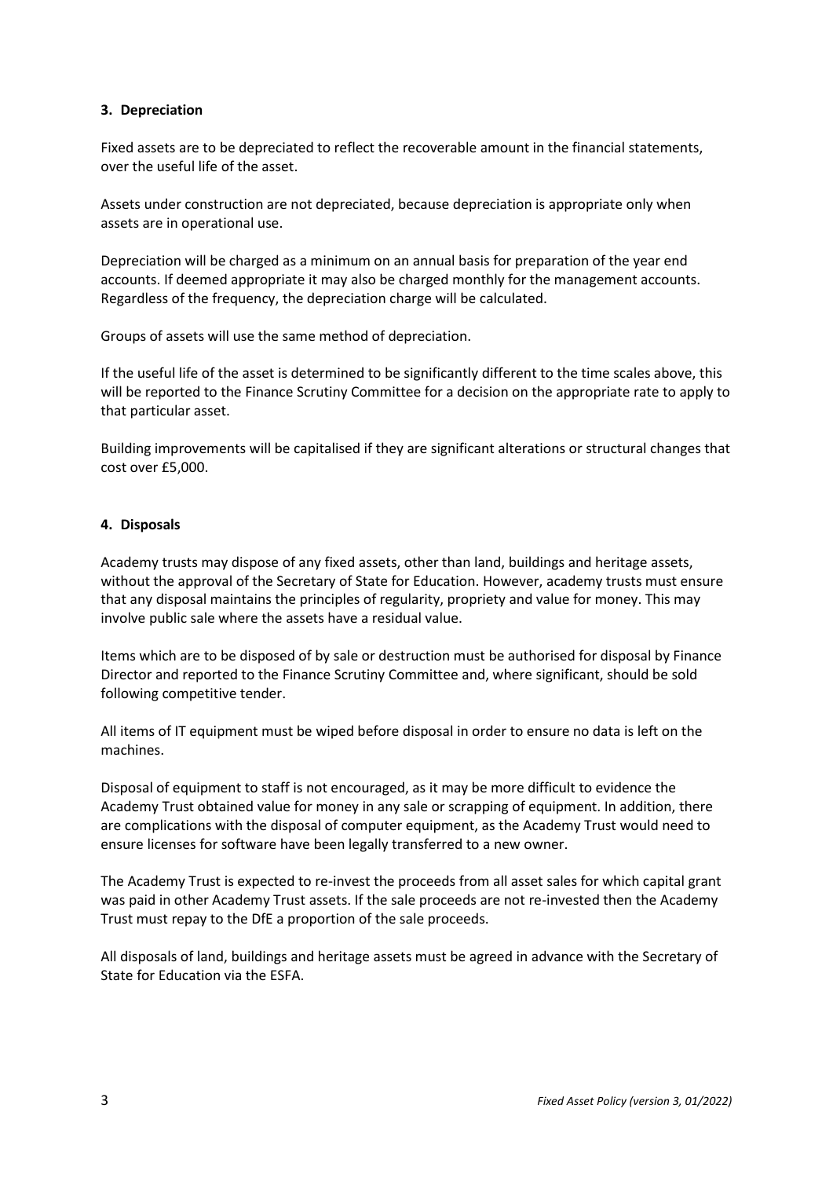### 3. Depreciation

Fixed assets are to be depreciated to reflect the recoverable amount in the financial statements, over the useful life of the asset.

Assets under construction are not depreciated, because depreciation is appropriate only when assets are in operational use.

Depreciation will be charged as a minimum on an annual basis for preparation of the year end accounts. If deemed appropriate it may also be charged monthly for the management accounts. Regardless of the frequency, the depreciation charge will be calculated.

Groups of assets will use the same method of depreciation.

If the useful life of the asset is determined to be significantly different to the time scales above, this will be reported to the Finance Scrutiny Committee for a decision on the appropriate rate to apply to that particular asset.

Building improvements will be capitalised if they are significant alterations or structural changes that cost over £5,000.

### 4. Disposals

Academy trusts may dispose of any fixed assets, other than land, buildings and heritage assets, without the approval of the Secretary of State for Education. However, academy trusts must ensure that any disposal maintains the principles of regularity, propriety and value for money. This may involve public sale where the assets have a residual value.

Items which are to be disposed of by sale or destruction must be authorised for disposal by Finance Director and reported to the Finance Scrutiny Committee and, where significant, should be sold following competitive tender.

All items of IT equipment must be wiped before disposal in order to ensure no data is left on the machines.

Disposal of equipment to staff is not encouraged, as it may be more difficult to evidence the Academy Trust obtained value for money in any sale or scrapping of equipment. In addition, there are complications with the disposal of computer equipment, as the Academy Trust would need to ensure licenses for software have been legally transferred to a new owner.

The Academy Trust is expected to re-invest the proceeds from all asset sales for which capital grant was paid in other Academy Trust assets. If the sale proceeds are not re-invested then the Academy Trust must repay to the DfE a proportion of the sale proceeds.

All disposals of land, buildings and heritage assets must be agreed in advance with the Secretary of State for Education via the ESFA.